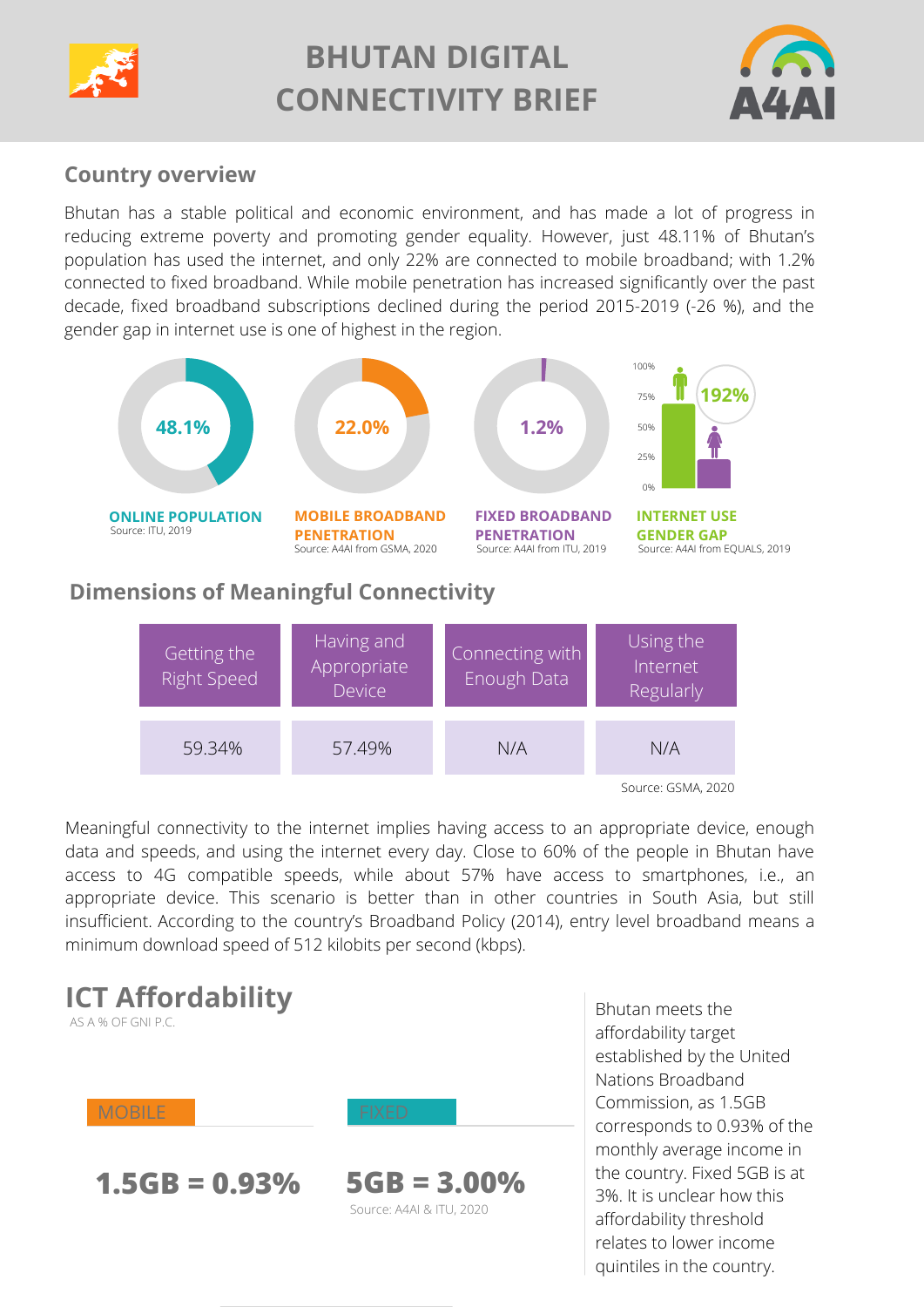# BHUTAN DIGITAL CONNECTIVITY BRIEF

A4AI

## Country overview

Bhutan has a stable political and economic environment, and has made a lot of progress in reducing extreme poverty and promoting gender equality. However, just 48.11% of Bhutan's population has used the internet, and only 22% are connected to mobile broadband; with 1.2% connected to fixed broadband. While mobile penetration has increased significantly over the past decade, fixed broadband subscriptions declined during the period 2015-2019 (-26 %), and the gender gap in internet use is one of highest in the region.

**48.1%**
**ONLINE POPULATION**
Source: ITU, 2019

**22.0%**
**MOBILE BROADBAND PENETRATION**
Source: A4AI from GSMA, 2020

**1.2%**
**FIXED BROADBAND PENETRATION**
Source: A4AI from ITU, 2019

**192%**
**INTERNET USE GENDER GAP**
Source: A4AI from EQUALS, 2019

## Dimensions of Meaningful Connectivity

| Getting the Right Speed | Having and Appropriate Device | Connecting with Enough Data | Using the Internet Regularly |
|---|---|---|---|
| 59.34% | 57.49% | N/A | N/A |

Source: GSMA, 2020

Meaningful connectivity to the internet implies having access to an appropriate device, enough data and speeds, and using the internet every day. Close to 60% of the people in Bhutan have access to 4G compatible speeds, while about 57% have access to smartphones, i.e., an appropriate device. This scenario is better than in other countries in South Asia, but still insufficient. According to the country's Broadband Policy (2014), entry level broadband means a minimum download speed of 512 kilobits per second (kbps).

## ICT Affordability

AS A % OF GNI P.C.

| MOBILE | FIXED |
|---|---|
| **1.5GB = 0.93%** | **5GB = 3.00%** |

Source: A4AI & ITU, 2020

Bhutan meets the affordability target established by the United Nations Broadband Commission, as 1.5GB corresponds to 0.93% of the monthly average income in the country. Fixed 5GB is at 3%. It is unclear how this affordability threshold relates to lower income quintiles in the country.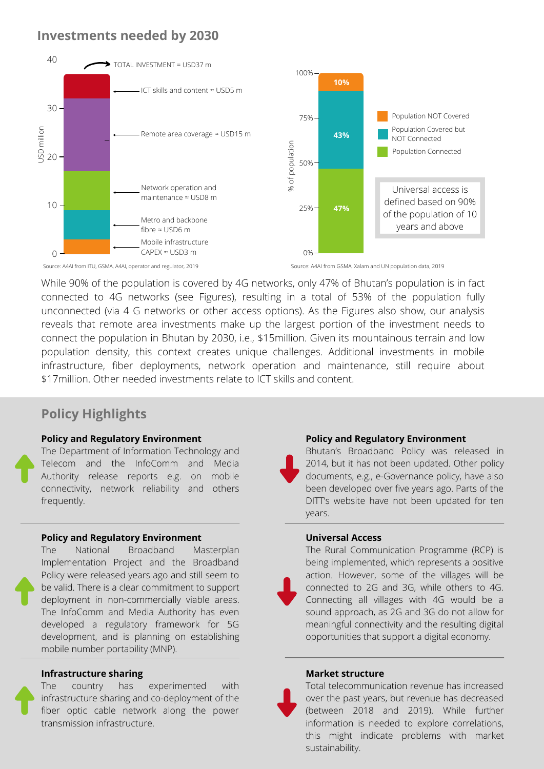## Investments needed by 2030

40
30
20
10
0
USD million

TOTAL INVESTMENT = USD37 m
ICT skills and content ≈ USD5 m
Remote area coverage ≈ USD15 m
Network operation and maintenance ≈ USD8 m
Metro and backbone fibre ≈ USD6 m
Mobile infrastructure CAPEX ≈ USD3 m

Source: A4AI from ITU, GSMA, A4AI, operator and regulator, 2019

100%
75%
50%
25%
0%
% of population

10%
43%
47%

Population NOT Covered
Population Covered but NOT Connected
Population Connected

Universal access is defined based on 90% of the population of 10 years and above

Source: A4AI from GSMA, Xalam and UN population data, 2019

While 90% of the population is covered by 4G networks, only 47% of Bhutan's population is in fact connected to 4G networks (see Figures), resulting in a total of 53% of the population fully unconnected (via 4 G networks or other access options). As the Figures also show, our analysis reveals that remote area investments make up the largest portion of the investment needs to connect the population in Bhutan by 2030, i.e., $15million. Given its mountainous terrain and low population density, this context creates unique challenges. Additional investments in mobile infrastructure, fiber deployments, network operation and maintenance, still require about $17million. Other needed investments relate to ICT skills and content.

## Policy Highlights

**Policy and Regulatory Environment**
The Department of Information Technology and Telecom and the InfoComm and Media Authority release reports e.g. on mobile connectivity, network reliability and others frequently.

**Policy and Regulatory Environment**
The National Broadband Masterplan Implementation Project and the Broadband Policy were released years ago and still seem to be valid. There is a clear commitment to support deployment in non-commercially viable areas. The InfoComm and Media Authority has even developed a regulatory framework for 5G development, and is planning on establishing mobile number portability (MNP).

**Infrastructure sharing**
The country has experimented with infrastructure sharing and co-deployment of the fiber optic cable network along the power transmission infrastructure.

**Policy and Regulatory Environment**
Bhutan's Broadband Policy was released in 2014, but it has not been updated. Other policy documents, e.g., e-Governance policy, have also been developed over five years ago. Parts of the DITT's website have not been updated for ten years.

**Universal Access**
The Rural Communication Programme (RCP) is being implemented, which represents a positive action. However, some of the villages will be connected to 2G and 3G, while others to 4G. Connecting all villages with 4G would be a sound approach, as 2G and 3G do not allow for meaningful connectivity and the resulting digital opportunities that support a digital economy.

**Market structure**
Total telecommunication revenue has increased over the past years, but revenue has decreased (between 2018 and 2019). While further information is needed to explore correlations, this might indicate problems with market sustainability.